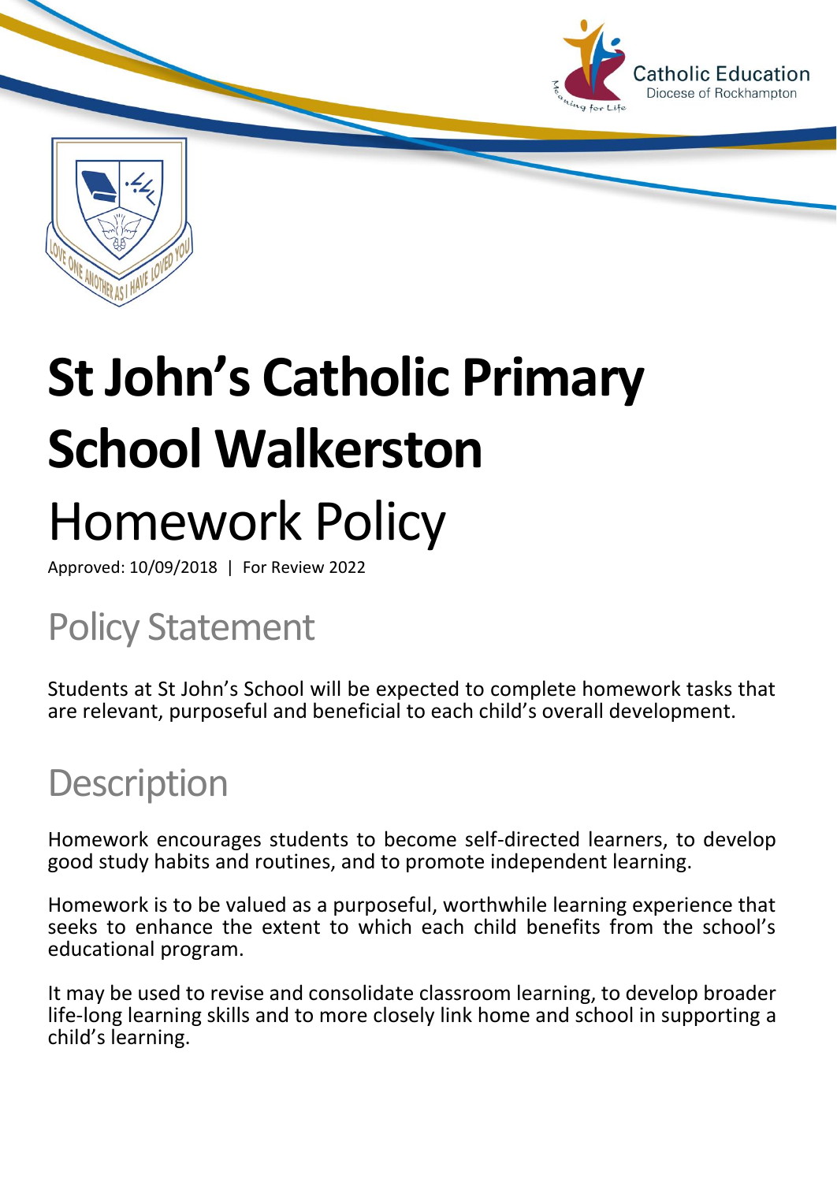# St John's Catholic Primary School Walkerston

# Homework Policy

Approved: 10/09/2018 | For Review 2022

## Policy Statement

Students at St John's School will be expected to complete homework tasks that are relevant, purposeful and beneficial to each child's overall development.

## Description

Homework encourages students to become self-directed learners, to develop good study habits and routines, and to promote independent learning.

Homework is to be valued as a purposeful, worthwhile learning experience that seeks to enhance the extent to which each child benefits from the school's educational program.

It may be used to revise and consolidate classroom learning, to develop broader life-long learning skills and to more closely link home and school in supporting a child's learning.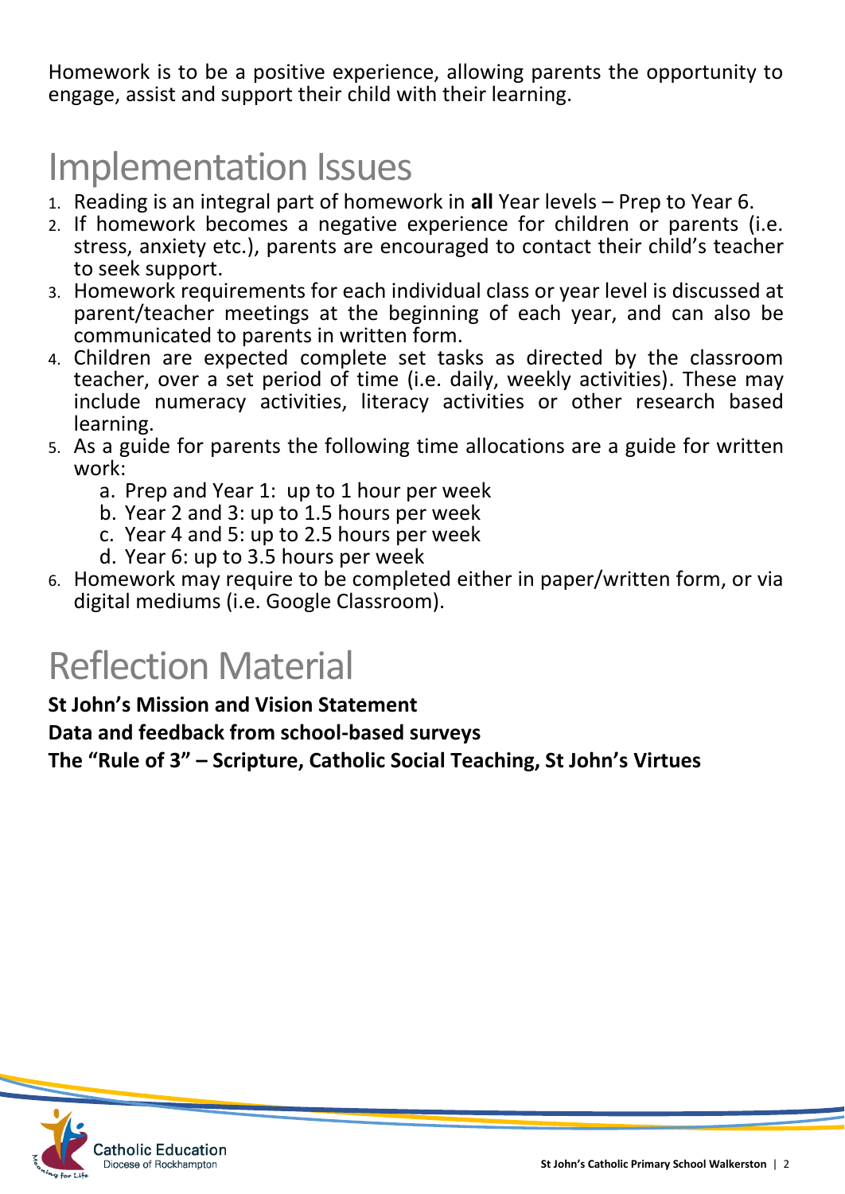Homework is to be a positive experience, allowing parents the opportunity to engage, assist and support their child with their learning.

# Implementation Issues

1. Reading is an integral part of homework in **all** Year levels – Prep to Year 6.
2. If homework becomes a negative experience for children or parents (i.e. stress, anxiety etc.), parents are encouraged to contact their child's teacher to seek support.
3. Homework requirements for each individual class or year level is discussed at parent/teacher meetings at the beginning of each year, and can also be communicated to parents in written form.
4. Children are expected complete set tasks as directed by the classroom teacher, over a set period of time (i.e. daily, weekly activities). These may include numeracy activities, literacy activities or other research based learning.
5. As a guide for parents the following time allocations are a guide for written work:
   a. Prep and Year 1: up to 1 hour per week
   b. Year 2 and 3: up to 1.5 hours per week
   c. Year 4 and 5: up to 2.5 hours per week
   d. Year 6: up to 3.5 hours per week
6. Homework may require to be completed either in paper/written form, or via digital mediums (i.e. Google Classroom).

# Reflection Material

**St John's Mission and Vision Statement**

**Data and feedback from school-based surveys**

**The "Rule of 3" – Scripture, Catholic Social Teaching, St John's Virtues**